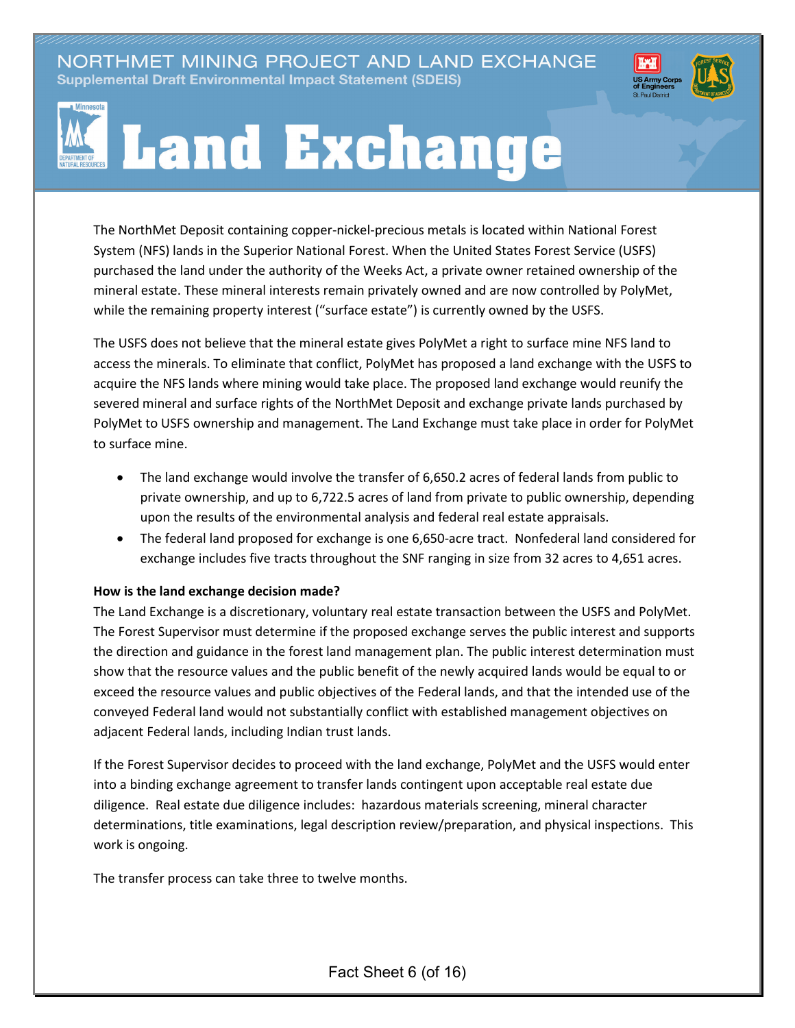NORTHMET MINING PROJECT AND LAND EXCHANGE

Supplemental Draft Environmental Impact Statement (SDEIS)

# Land Exchange

The NorthMet Deposit containing copper-nickel-precious metals is located within National Forest System (NFS) lands in the Superior National Forest. When the United States Forest Service (USFS) purchased the land under the authority of the Weeks Act, a private owner retained ownership of the mineral estate. These mineral interests remain privately owned and are now controlled by PolyMet, while the remaining property interest ("surface estate") is currently owned by the USFS.

The USFS does not believe that the mineral estate gives PolyMet a right to surface mine NFS land to access the minerals. To eliminate that conflict, PolyMet has proposed a land exchange with the USFS to acquire the NFS lands where mining would take place. The proposed land exchange would reunify the severed mineral and surface rights of the NorthMet Deposit and exchange private lands purchased by PolyMet to USFS ownership and management. The Land Exchange must take place in order for PolyMet to surface mine.

- The land exchange would involve the transfer of 6,650.2 acres of federal lands from public to private ownership, and up to 6,722.5 acres of land from private to public ownership, depending upon the results of the environmental analysis and federal real estate appraisals.
- The federal land proposed for exchange is one 6,650-acre tract. Nonfederal land considered for exchange includes five tracts throughout the SNF ranging in size from 32 acres to 4,651 acres.

**How is the land exchange decision made?**

The Land Exchange is a discretionary, voluntary real estate transaction between the USFS and PolyMet. The Forest Supervisor must determine if the proposed exchange serves the public interest and supports the direction and guidance in the forest land management plan. The public interest determination must show that the resource values and the public benefit of the newly acquired lands would be equal to or exceed the resource values and public objectives of the Federal lands, and that the intended use of the conveyed Federal land would not substantially conflict with established management objectives on adjacent Federal lands, including Indian trust lands.

If the Forest Supervisor decides to proceed with the land exchange, PolyMet and the USFS would enter into a binding exchange agreement to transfer lands contingent upon acceptable real estate due diligence. Real estate due diligence includes: hazardous materials screening, mineral character determinations, title examinations, legal description review/preparation, and physical inspections. This work is ongoing.

The transfer process can take three to twelve months.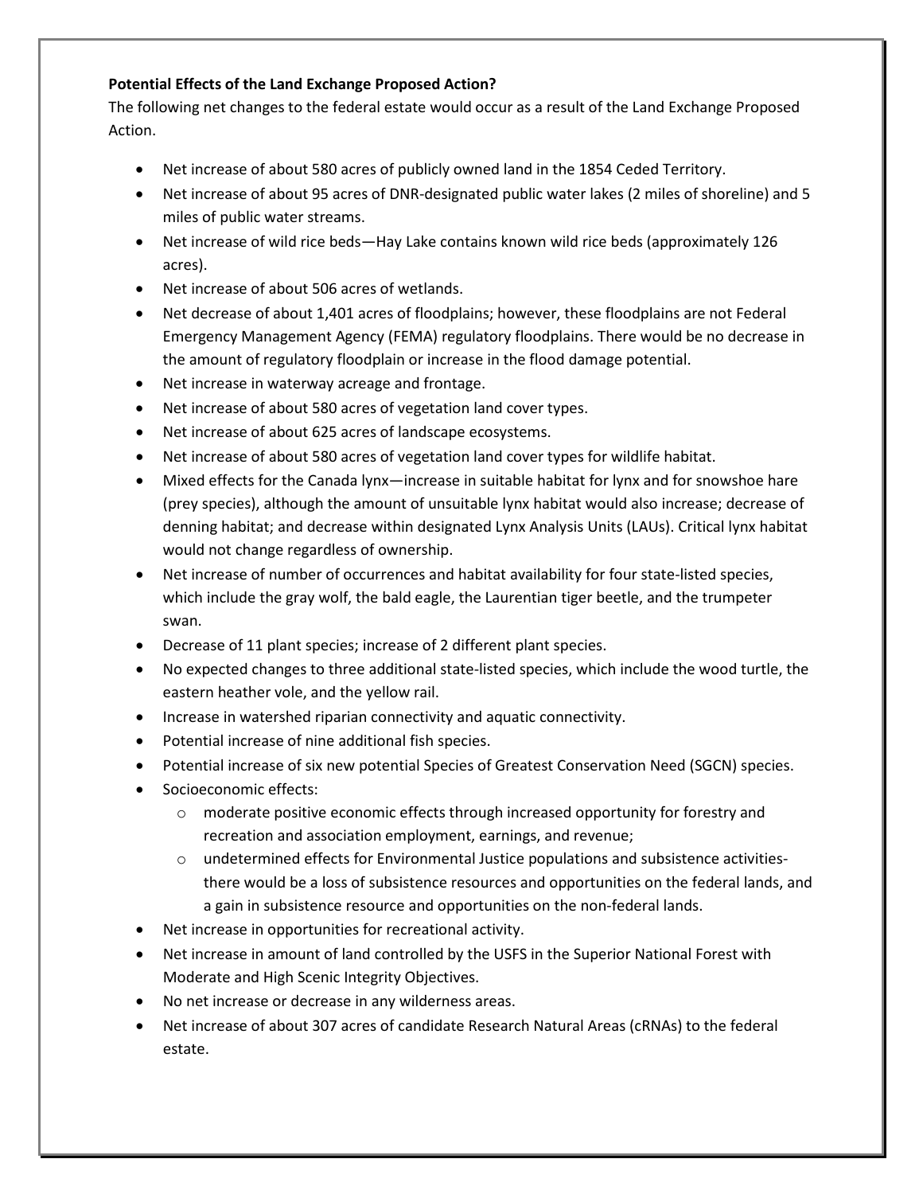**Potential Effects of the Land Exchange Proposed Action?**

The following net changes to the federal estate would occur as a result of the Land Exchange Proposed Action.

- Net increase of about 580 acres of publicly owned land in the 1854 Ceded Territory.
- Net increase of about 95 acres of DNR-designated public water lakes (2 miles of shoreline) and 5 miles of public water streams.
- Net increase of wild rice beds—Hay Lake contains known wild rice beds (approximately 126 acres).
- Net increase of about 506 acres of wetlands.
- Net decrease of about 1,401 acres of floodplains; however, these floodplains are not Federal Emergency Management Agency (FEMA) regulatory floodplains. There would be no decrease in the amount of regulatory floodplain or increase in the flood damage potential.
- Net increase in waterway acreage and frontage.
- Net increase of about 580 acres of vegetation land cover types.
- Net increase of about 625 acres of landscape ecosystems.
- Net increase of about 580 acres of vegetation land cover types for wildlife habitat.
- Mixed effects for the Canada lynx—increase in suitable habitat for lynx and for snowshoe hare (prey species), although the amount of unsuitable lynx habitat would also increase; decrease of denning habitat; and decrease within designated Lynx Analysis Units (LAUs). Critical lynx habitat would not change regardless of ownership.
- Net increase of number of occurrences and habitat availability for four state-listed species, which include the gray wolf, the bald eagle, the Laurentian tiger beetle, and the trumpeter swan.
- Decrease of 11 plant species; increase of 2 different plant species.
- No expected changes to three additional state-listed species, which include the wood turtle, the eastern heather vole, and the yellow rail.
- Increase in watershed riparian connectivity and aquatic connectivity.
- Potential increase of nine additional fish species.
- Potential increase of six new potential Species of Greatest Conservation Need (SGCN) species.
- Socioeconomic effects:
  - moderate positive economic effects through increased opportunity for forestry and recreation and association employment, earnings, and revenue;
  - undetermined effects for Environmental Justice populations and subsistence activities- there would be a loss of subsistence resources and opportunities on the federal lands, and a gain in subsistence resource and opportunities on the non-federal lands.
- Net increase in opportunities for recreational activity.
- Net increase in amount of land controlled by the USFS in the Superior National Forest with Moderate and High Scenic Integrity Objectives.
- No net increase or decrease in any wilderness areas.
- Net increase of about 307 acres of candidate Research Natural Areas (cRNAs) to the federal estate.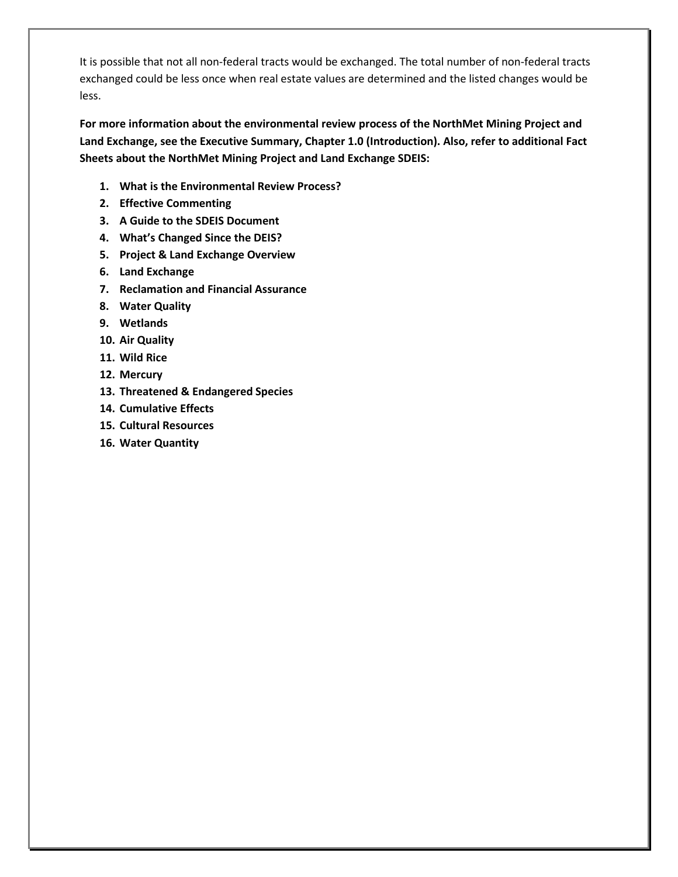It is possible that not all non-federal tracts would be exchanged. The total number of non-federal tracts exchanged could be less once when real estate values are determined and the listed changes would be less.

**For more information about the environmental review process of the NorthMet Mining Project and Land Exchange, see the Executive Summary, Chapter 1.0 (Introduction). Also, refer to additional Fact Sheets about the NorthMet Mining Project and Land Exchange SDEIS:**

1. **What is the Environmental Review Process?**
2. **Effective Commenting**
3. **A Guide to the SDEIS Document**
4. **What's Changed Since the DEIS?**
5. **Project & Land Exchange Overview**
6. **Land Exchange**
7. **Reclamation and Financial Assurance**
8. **Water Quality**
9. **Wetlands**
10. **Air Quality**
11. **Wild Rice**
12. **Mercury**
13. **Threatened & Endangered Species**
14. **Cumulative Effects**
15. **Cultural Resources**
16. **Water Quantity**